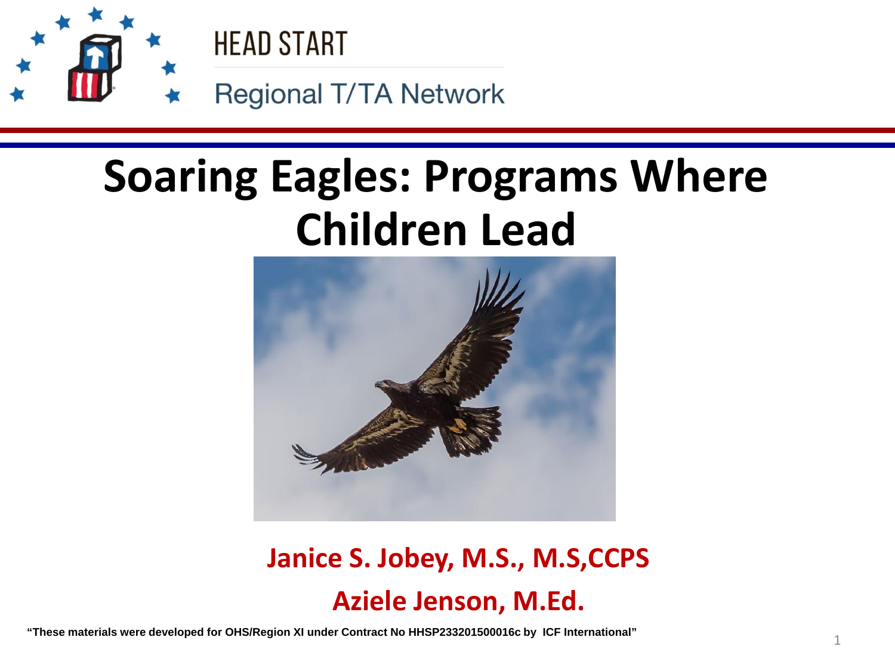HEAD START

Regional T/TA Network

# Soaring Eagles: Programs Where Children Lead

**Janice S. Jobey, M.S., M.S,CCPS**

**Aziele Jenson, M.Ed.**

**"These materials were developed for OHS/Region XI under Contract No HHSP233201500016c by ICF International"**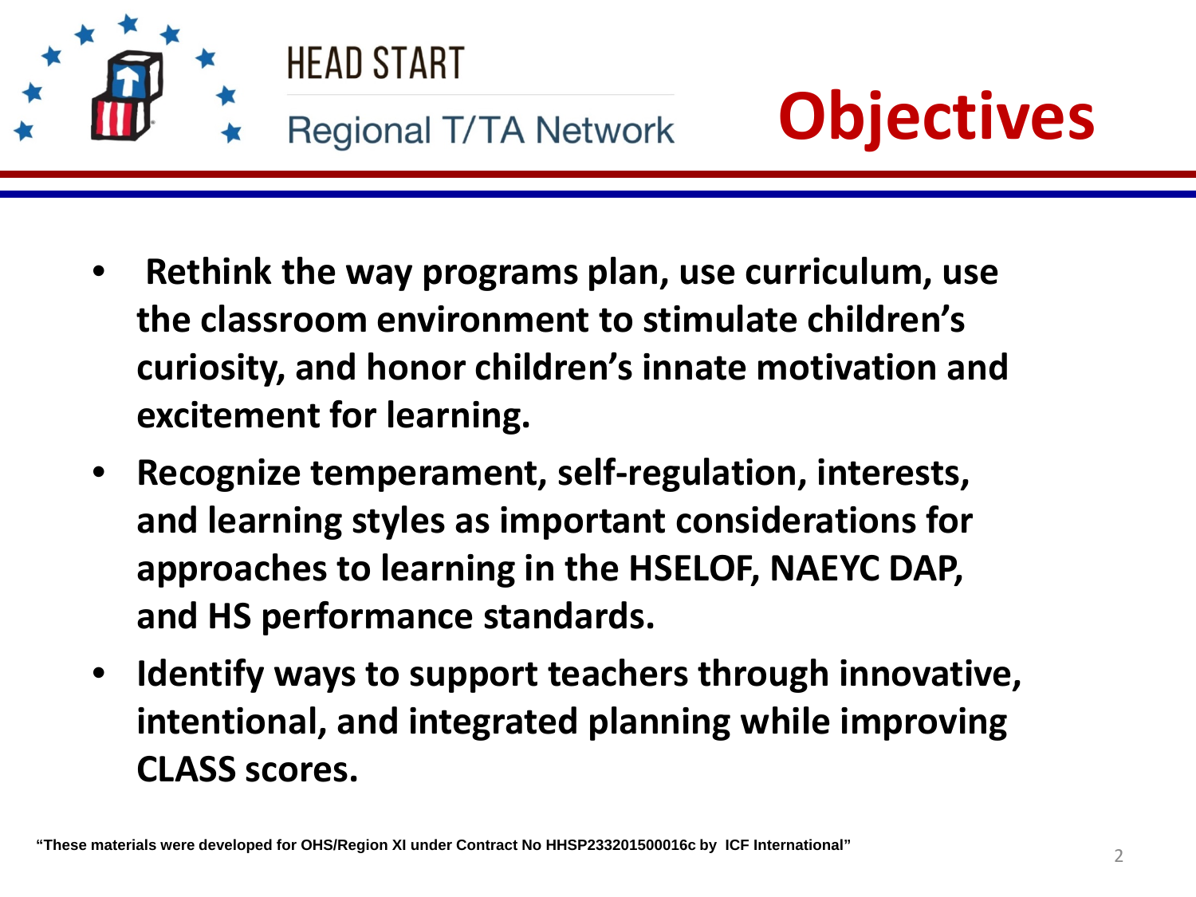HEAD START

Regional T/TA Network

# Objectives

- **Rethink the way programs plan, use curriculum, use the classroom environment to stimulate children's curiosity, and honor children's innate motivation and excitement for learning.**
- **Recognize temperament, self-regulation, interests, and learning styles as important considerations for approaches to learning in the HSELOF, NAEYC DAP, and HS performance standards.**
- **Identify ways to support teachers through innovative, intentional, and integrated planning while improving CLASS scores.**

**"These materials were developed for OHS/Region XI under Contract No HHSP233201500016c by ICF International"**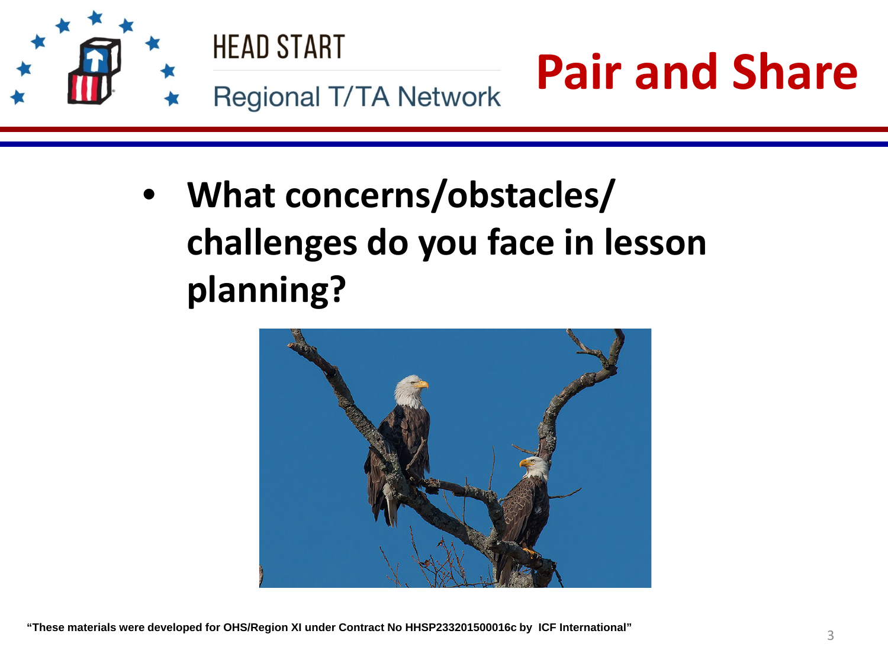# Pair and Share

- **What concerns/obstacles/ challenges do you face in lesson planning?**

**"These materials were developed for OHS/Region XI under Contract No HHSP233201500016c by ICF International"**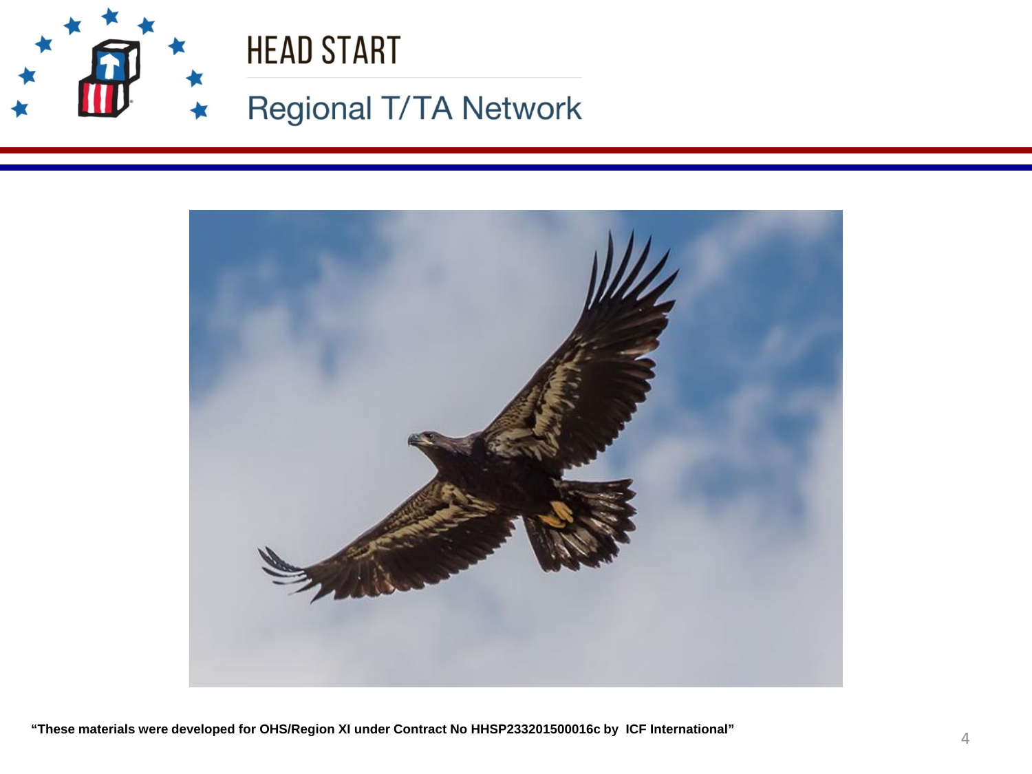“These materials were developed for OHS/Region XI under Contract No HHSP233201500016c by ICF International”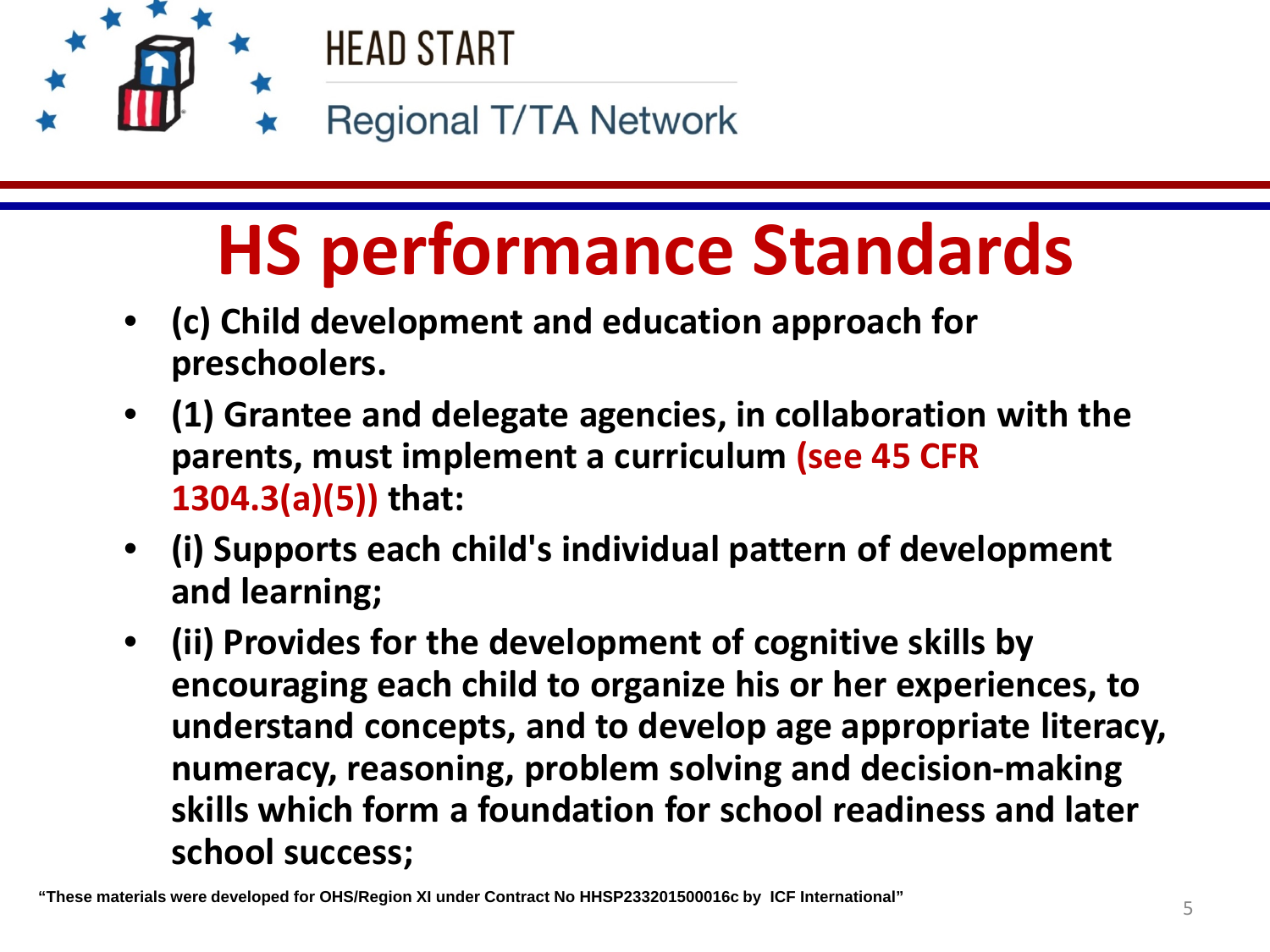# HS performance Standards

- **(c) Child development and education approach for preschoolers.**
- **(1) Grantee and delegate agencies, in collaboration with the parents, must implement a curriculum (see 45 CFR 1304.3(a)(5)) that:**
- **(i) Supports each child's individual pattern of development and learning;**
- **(ii) Provides for the development of cognitive skills by encouraging each child to organize his or her experiences, to understand concepts, and to develop age appropriate literacy, numeracy, reasoning, problem solving and decision-making skills which form a foundation for school readiness and later school success;**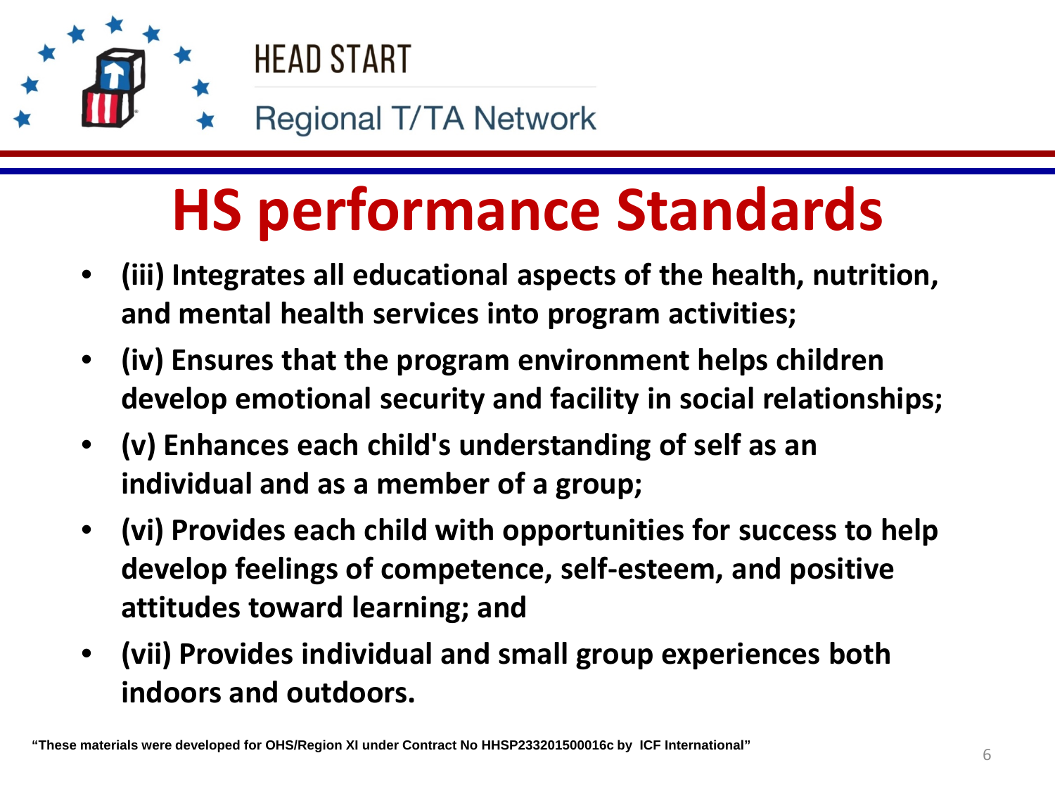# HS performance Standards

- **(iii) Integrates all educational aspects of the health, nutrition, and mental health services into program activities;**
- **(iv) Ensures that the program environment helps children develop emotional security and facility in social relationships;**
- **(v) Enhances each child's understanding of self as an individual and as a member of a group;**
- **(vi) Provides each child with opportunities for success to help develop feelings of competence, self-esteem, and positive attitudes toward learning; and**
- **(vii) Provides individual and small group experiences both indoors and outdoors.**

**"These materials were developed for OHS/Region XI under Contract No HHSP233201500016c by ICF International"**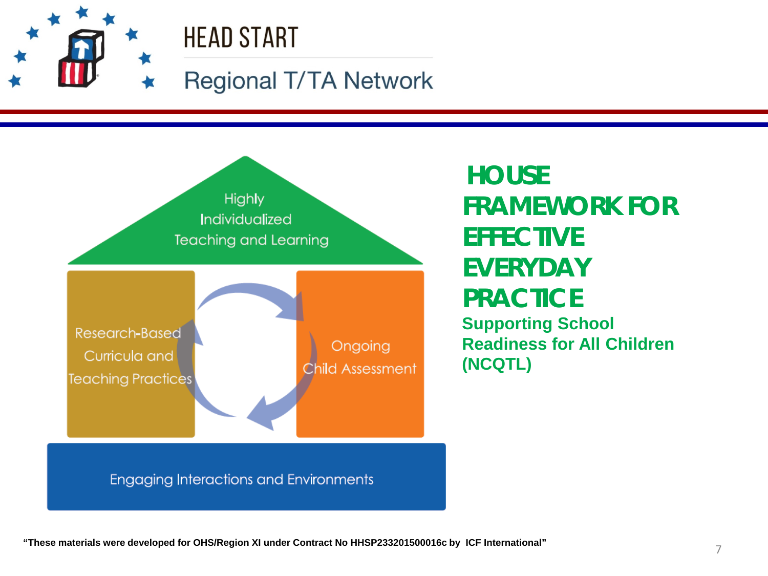# HOUSE FRAMEWORK FOR EFFECTIVE EVERYDAY PRACTICE

**Supporting School Readiness for All Children (NCQTL)**

Highly Individualized Teaching and Learning

Research-Based Curricula and Teaching Practices

Ongoing Child Assessment

Engaging Interactions and Environments

**"These materials were developed for OHS/Region XI under Contract No HHSP233201500016c by ICF International"**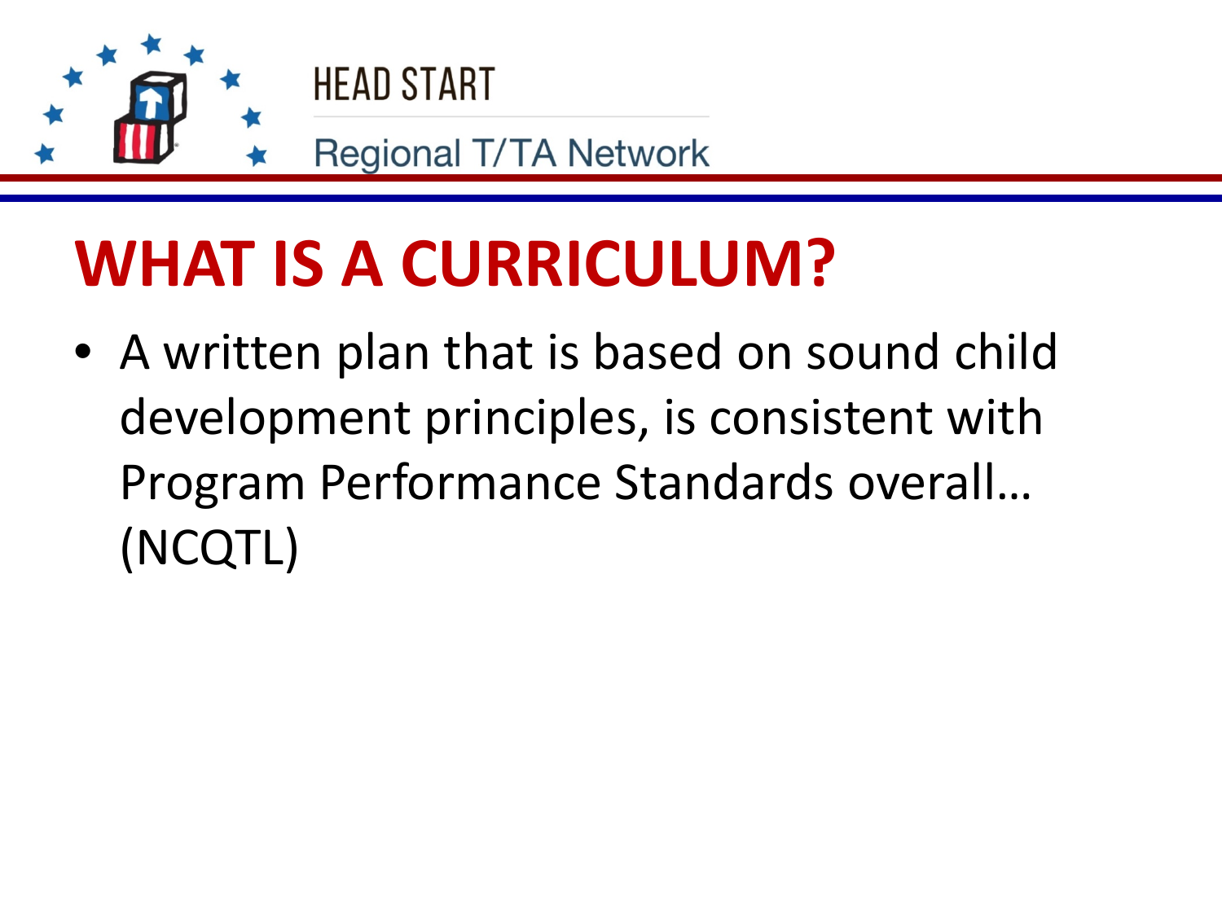# WHAT IS A CURRICULUM?

- A written plan that is based on sound child development principles, is consistent with Program Performance Standards overall… (NCQTL)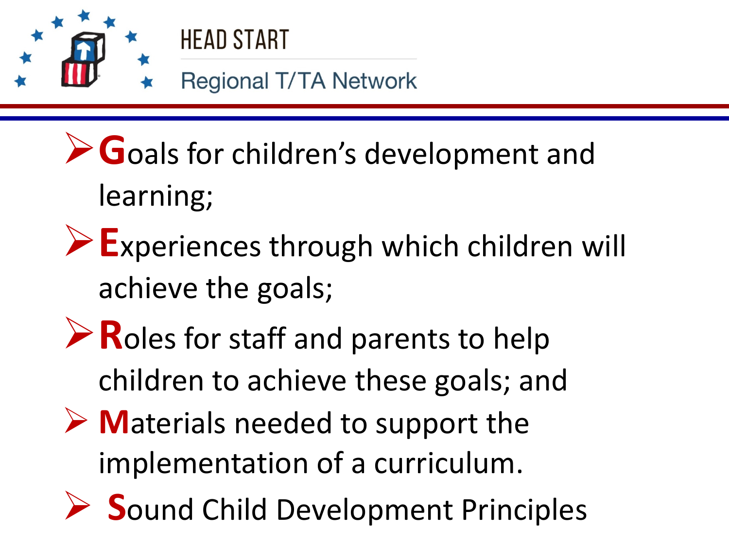- **G**oals for children's development and learning;
- **E**xperiences through which children will achieve the goals;
- **R**oles for staff and parents to help children to achieve these goals; and
- **M**aterials needed to support the implementation of a curriculum.
- **S**ound Child Development Principles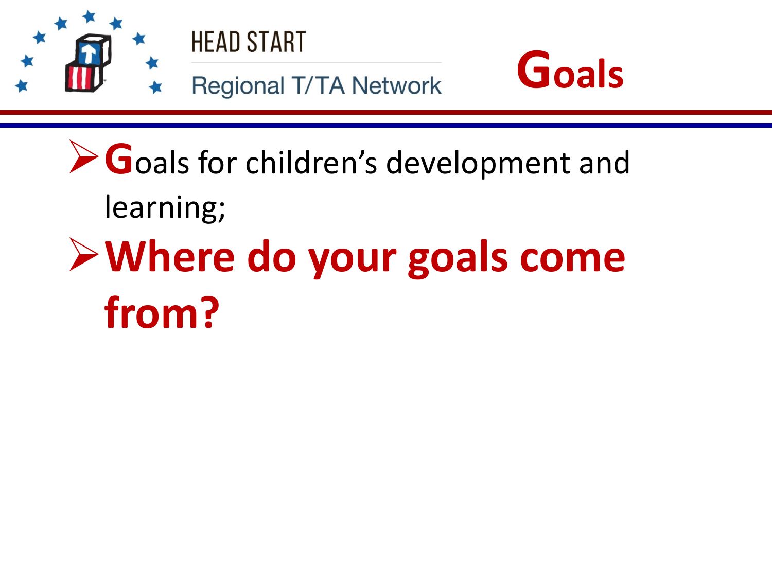# Goals

- Goals for children's development and learning;
- **Where do your goals come from?**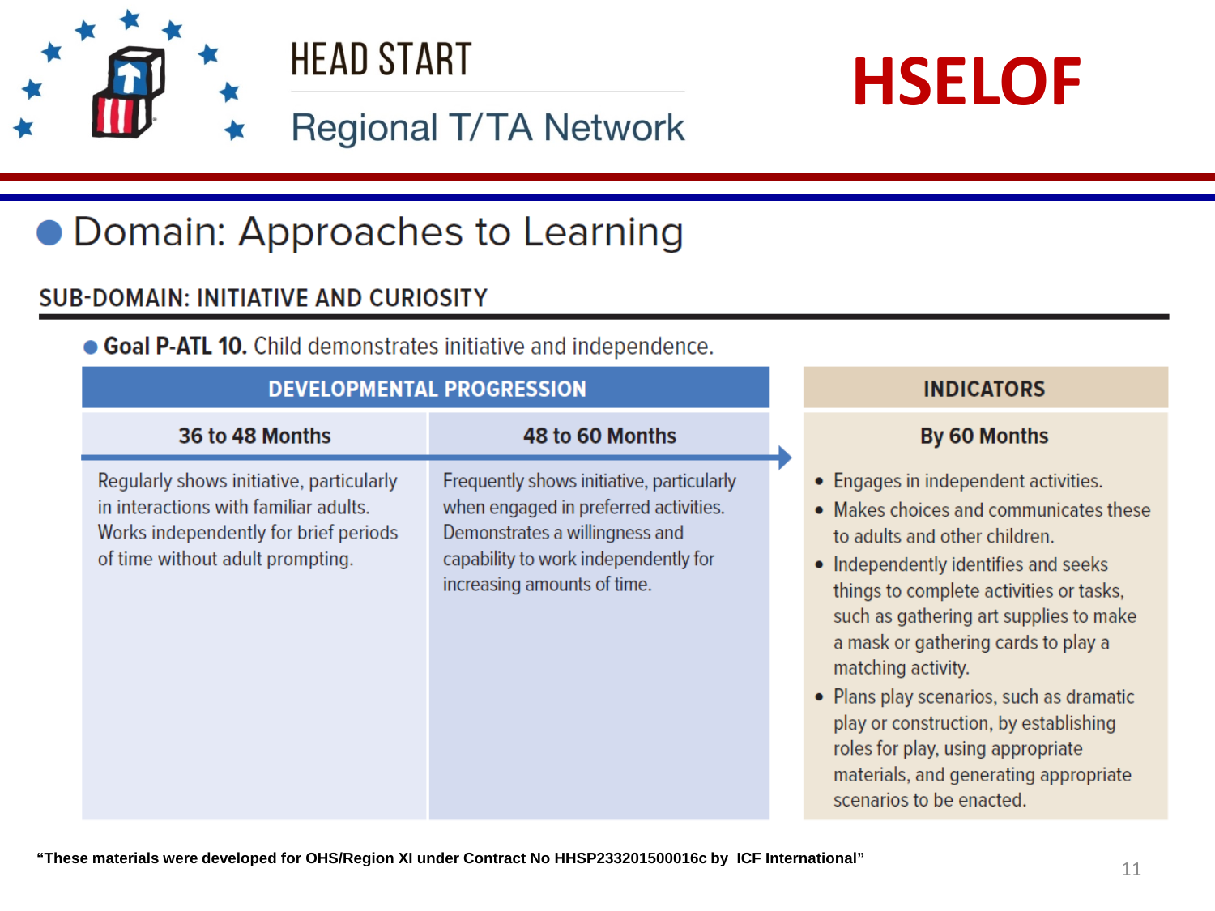HEAD START

Regional T/TA Network

# HSELOF

## Domain: Approaches to Learning

### SUB-DOMAIN: INITIATIVE AND CURIOSITY

- **Goal P-ATL 10.** Child demonstrates initiative and independence.

| DEVELOPMENTAL PROGRESSION | | INDICATORS |
|---|---|---|
| **36 to 48 Months** | **48 to 60 Months** | **By 60 Months** |
| Regularly shows initiative, particularly in interactions with familiar adults. Works independently for brief periods of time without adult prompting. | Frequently shows initiative, particularly when engaged in preferred activities. Demonstrates a willingness and capability to work independently for increasing amounts of time. | • Engages in independent activities.<br>• Makes choices and communicates these to adults and other children.<br>• Independently identifies and seeks things to complete activities or tasks, such as gathering art supplies to make a mask or gathering cards to play a matching activity.<br>• Plans play scenarios, such as dramatic play or construction, by establishing roles for play, using appropriate materials, and generating appropriate scenarios to be enacted. |

**"These materials were developed for OHS/Region XI under Contract No HHSP233201500016c by ICF International"**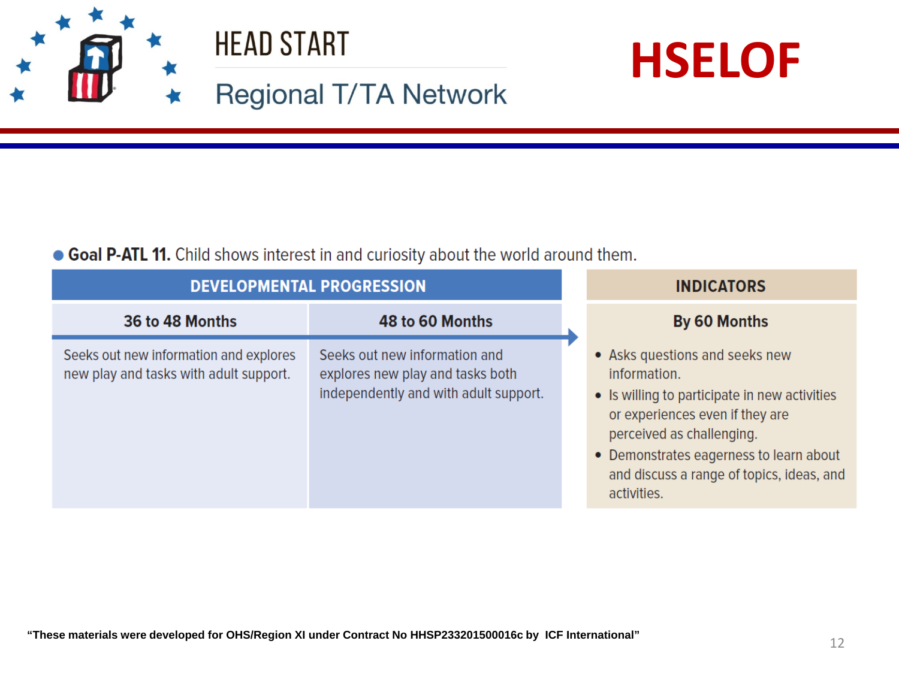# HEAD START Regional T/TA Network

# HSELOF

- **Goal P-ATL 11.** Child shows interest in and curiosity about the world around them.

| DEVELOPMENTAL PROGRESSION | | INDICATORS |
|---|---|---|
| **36 to 48 Months** | **48 to 60 Months** | **By 60 Months** |
| Seeks out new information and explores new play and tasks with adult support. | Seeks out new information and explores new play and tasks both independently and with adult support. | • Asks questions and seeks new information. <br> • Is willing to participate in new activities or experiences even if they are perceived as challenging. <br> • Demonstrates eagerness to learn about and discuss a range of topics, ideas, and activities. |

**"These materials were developed for OHS/Region XI under Contract No HHSP233201500016c by ICF International"**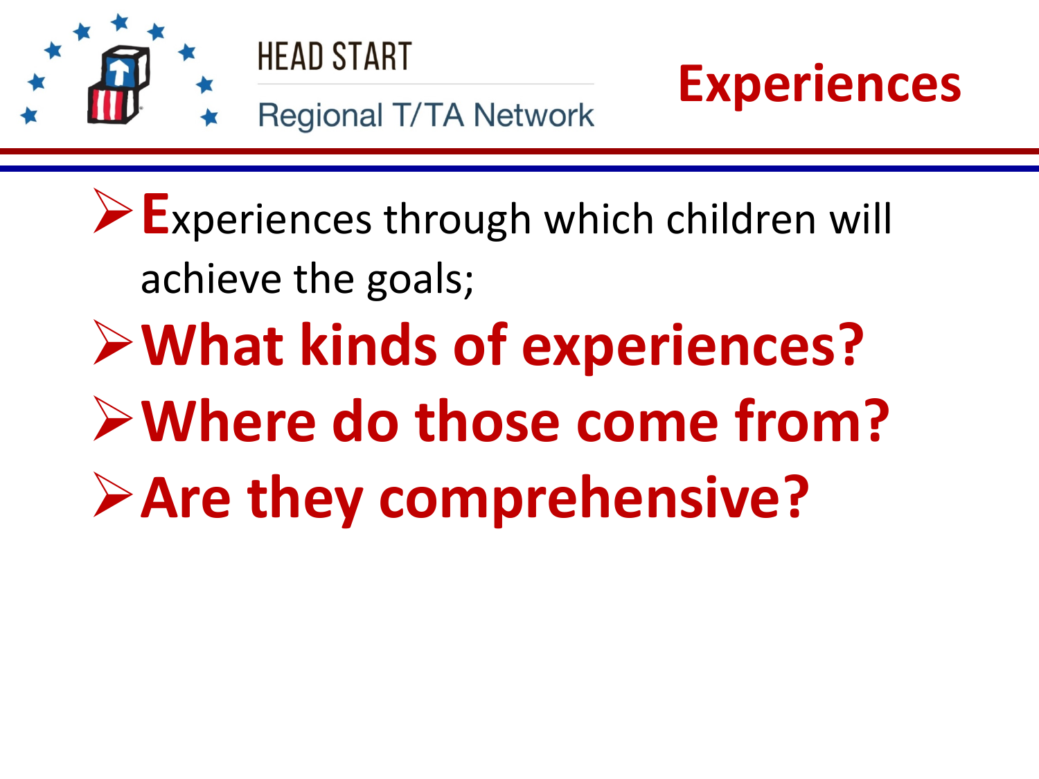# Experiences

- **E**xperiences through which children will achieve the goals;
- **What kinds of experiences?**
- **Where do those come from?**
- **Are they comprehensive?**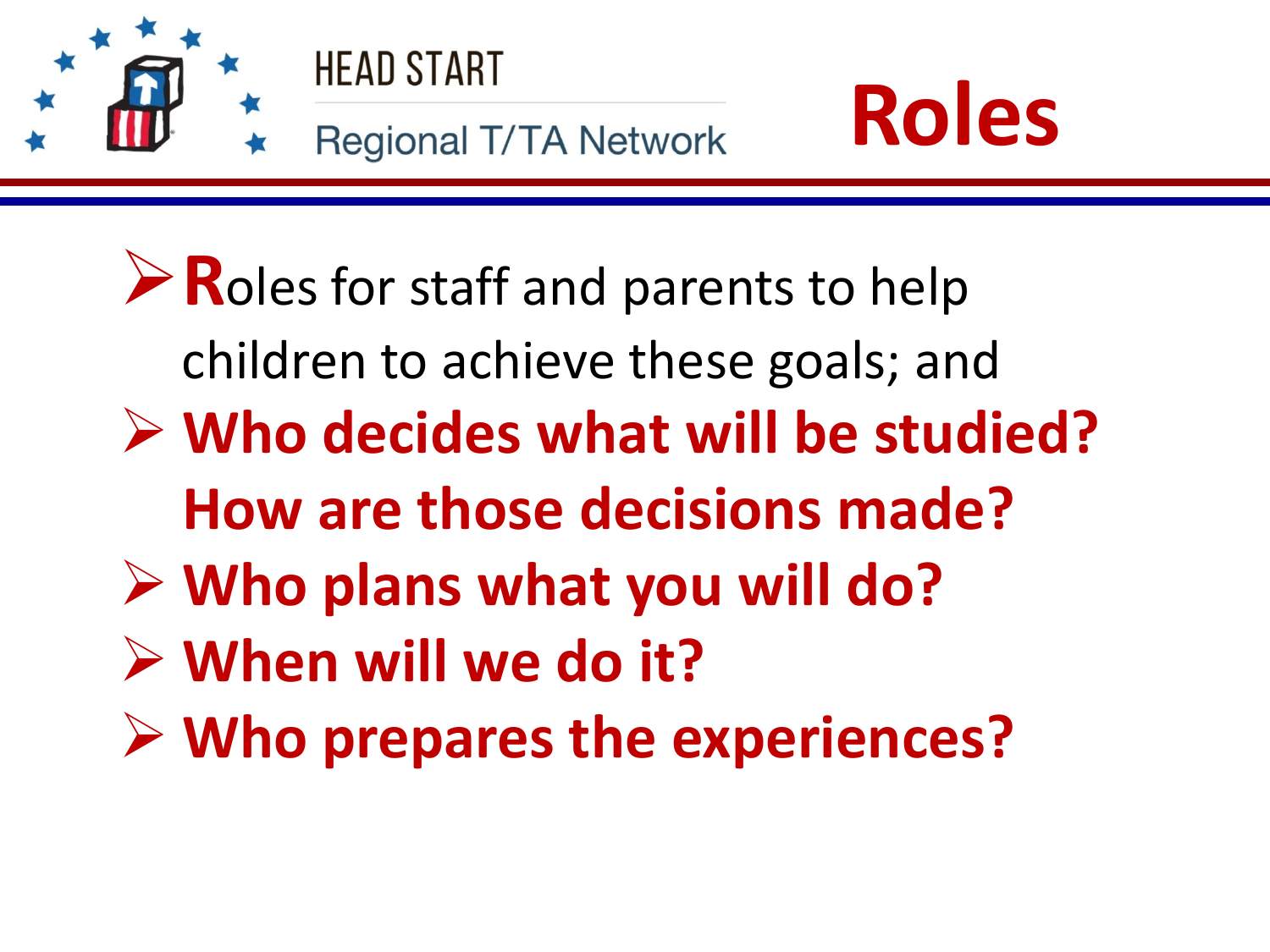# Roles

- **R**oles for staff and parents to help children to achieve these goals; and
- **Who decides what will be studied? How are those decisions made?**
- **Who plans what you will do?**
- **When will we do it?**
- **Who prepares the experiences?**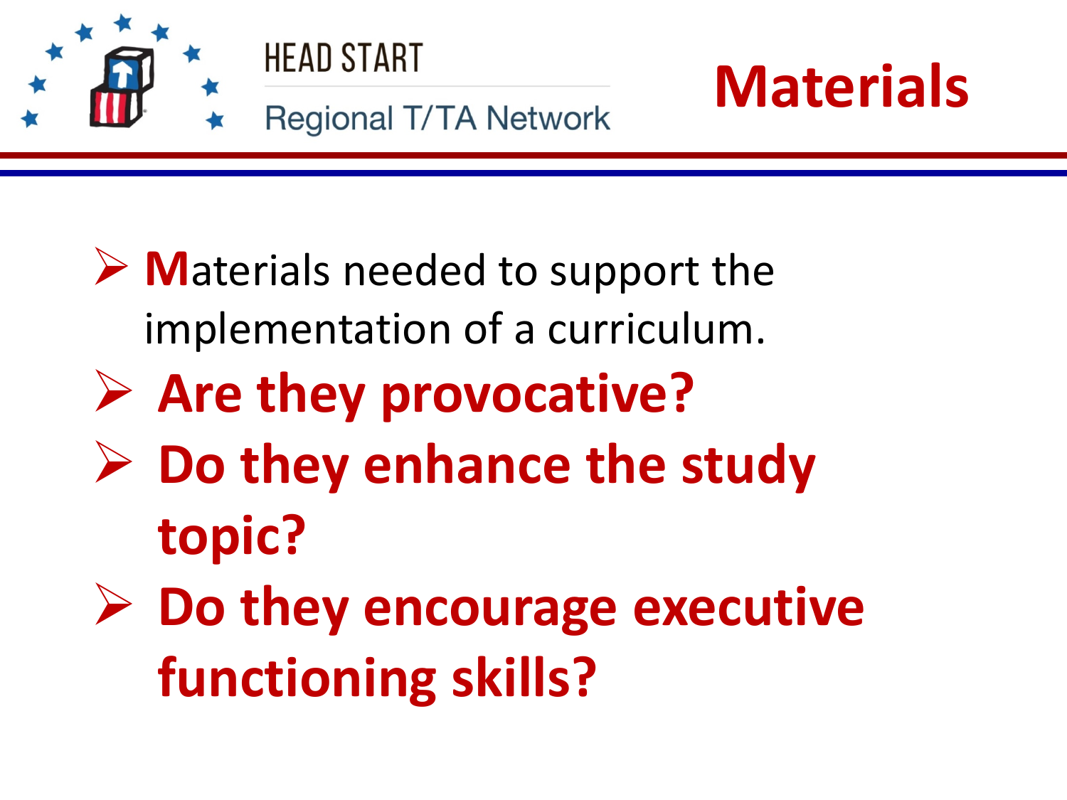# Materials

- **M**aterials needed to support the implementation of a curriculum.
- **Are they provocative?**
- **Do they enhance the study topic?**
- **Do they encourage executive functioning skills?**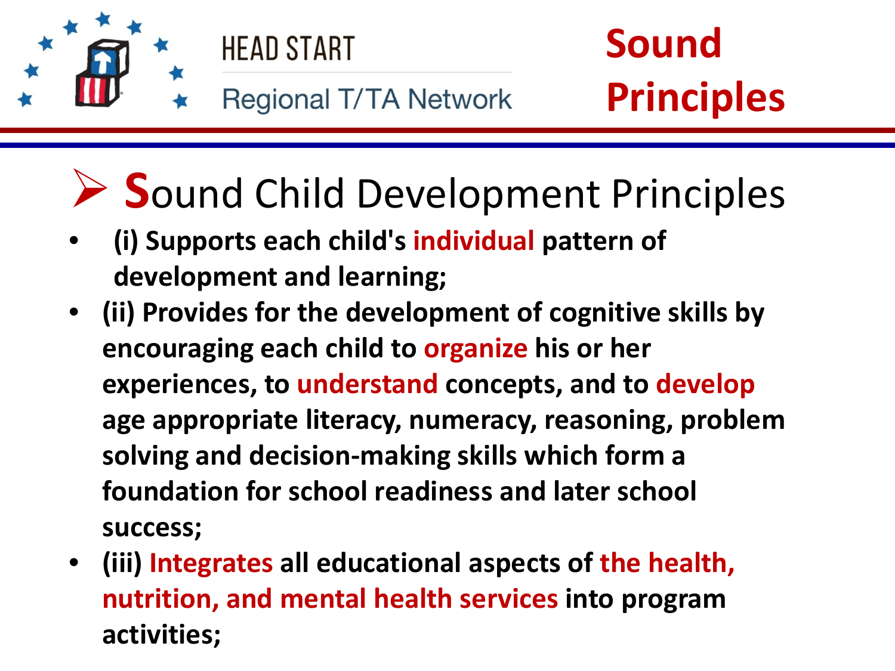# Sound Principles

## ➢ Sound Child Development Principles

- **(i) Supports each child's individual pattern of development and learning;**
- **(ii) Provides for the development of cognitive skills by encouraging each child to organize his or her experiences, to understand concepts, and to develop age appropriate literacy, numeracy, reasoning, problem solving and decision-making skills which form a foundation for school readiness and later school success;**
- **(iii) Integrates all educational aspects of the health, nutrition, and mental health services into program activities;**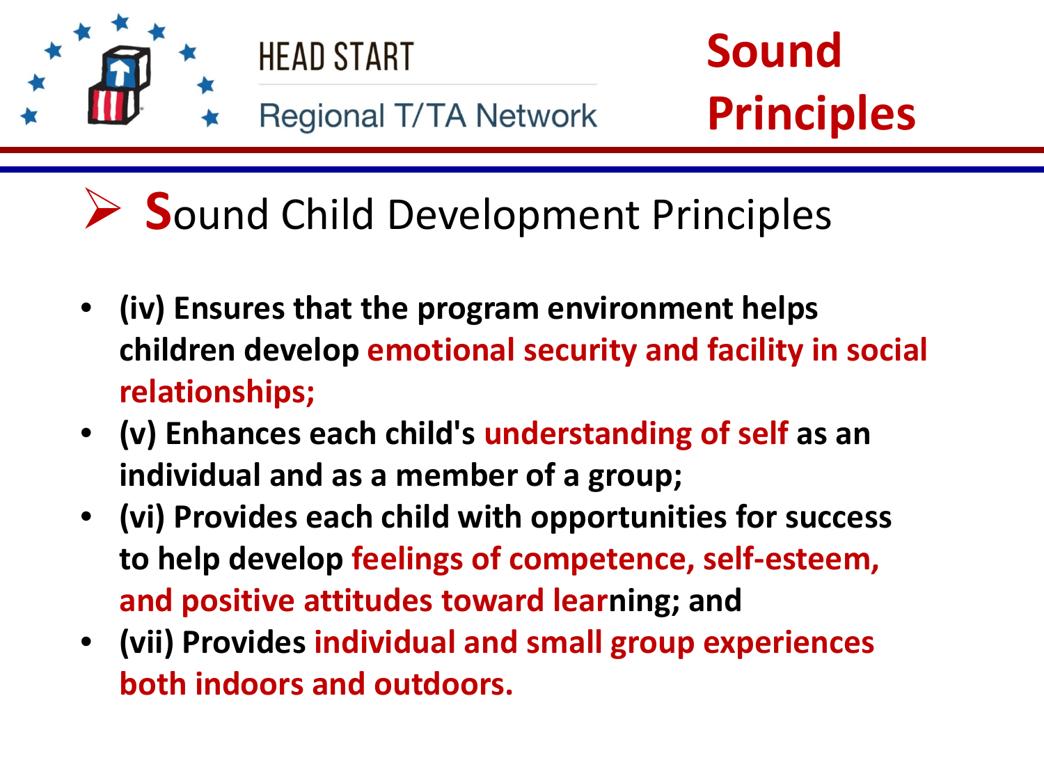# Sound Principles

## Sound Child Development Principles

- **(iv) Ensures that the program environment helps children develop emotional security and facility in social relationships;**
- **(v) Enhances each child's understanding of self as an individual and as a member of a group;**
- **(vi) Provides each child with opportunities for success to help develop feelings of competence, self-esteem, and positive attitudes toward learning; and**
- **(vii) Provides individual and small group experiences both indoors and outdoors.**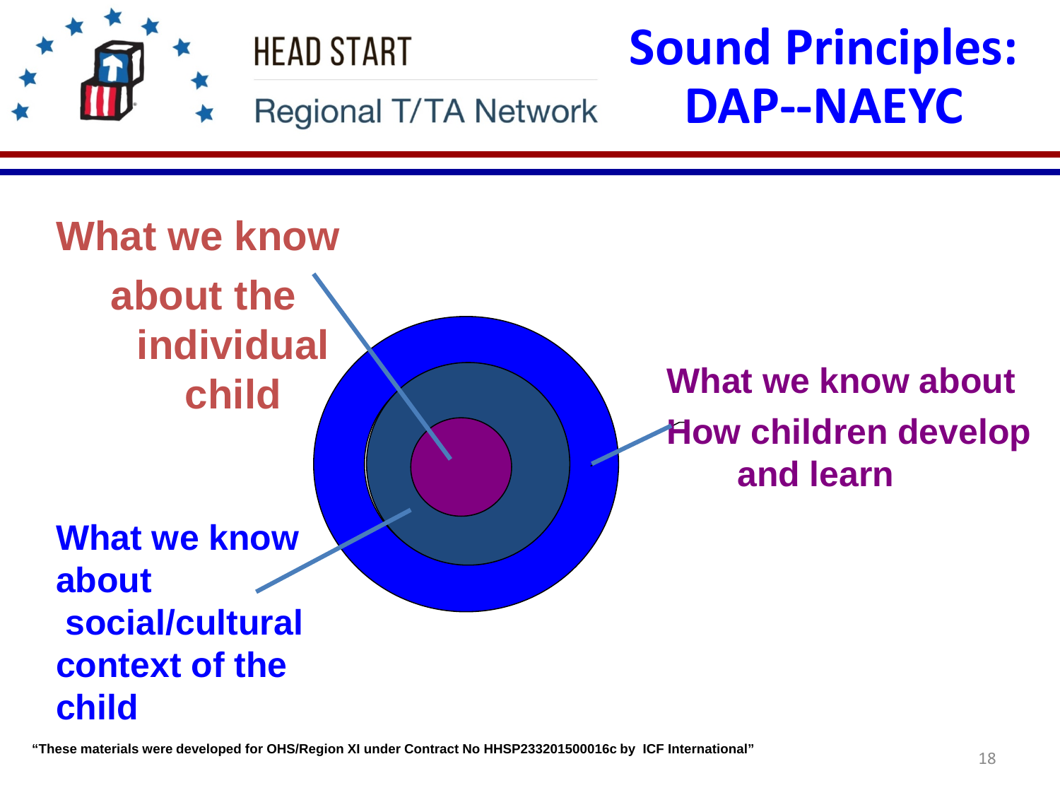# Sound Principles: DAP--NAEYC

What we know about the individual child

What we know about How children develop and learn

What we know about social/cultural context of the child

"These materials were developed for OHS/Region XI under Contract No HHSP233201500016c by ICF International"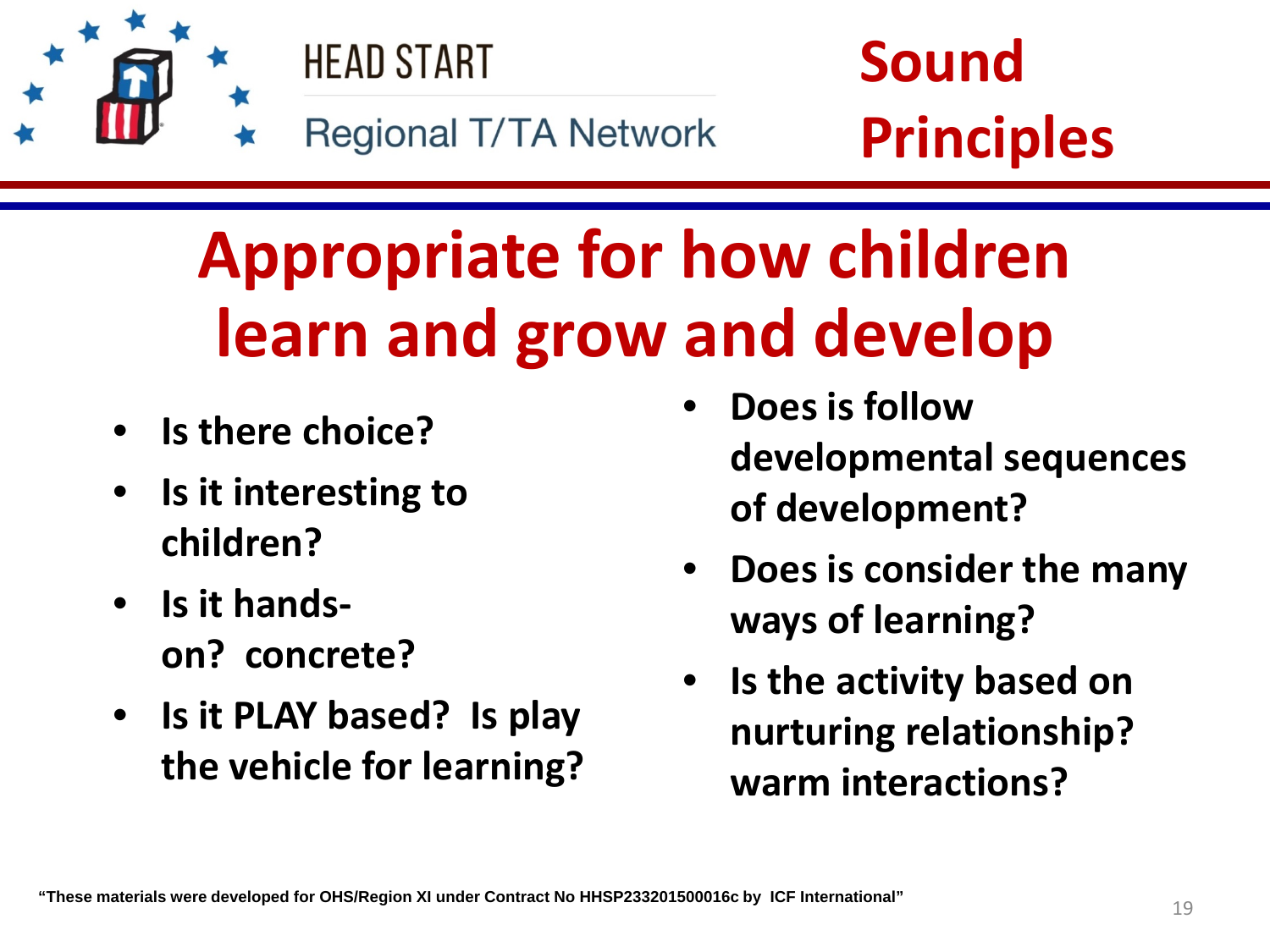# Sound Principles

## Appropriate for how children learn and grow and develop

- Is there choice?
- Is it interesting to children?
- Is it hands-on? concrete?
- Is it PLAY based? Is play the vehicle for learning?
- Does is follow developmental sequences of development?
- Does is consider the many ways of learning?
- Is the activity based on nurturing relationship? warm interactions?

"These materials were developed for OHS/Region XI under Contract No HHSP233201500016c by ICF International"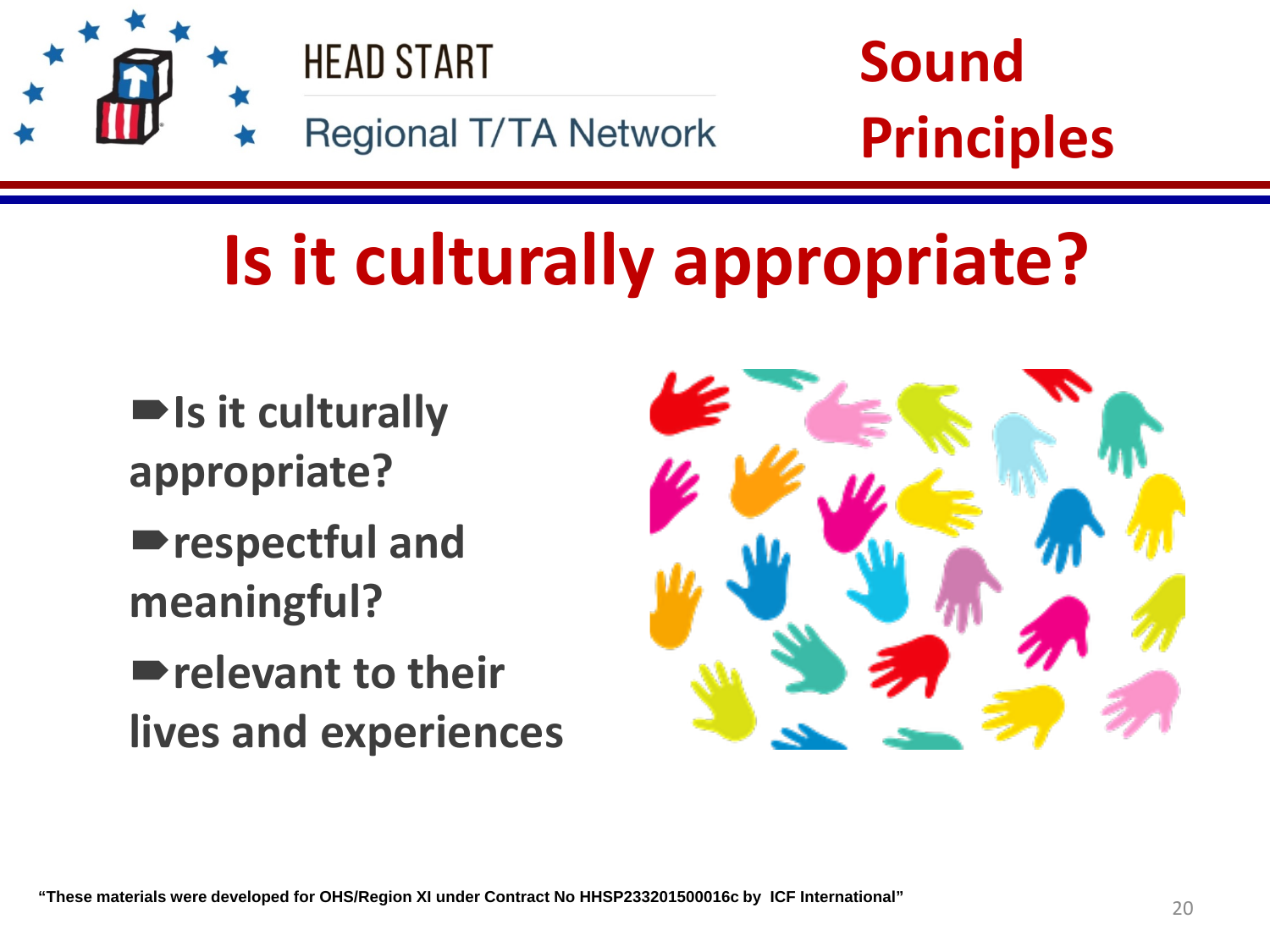HEAD START

Regional T/TA Network

**Sound Principles**

# Is it culturally appropriate?

- **Is it culturally appropriate?**
- **respectful and meaningful?**
- **relevant to their lives and experiences**

**"These materials were developed for OHS/Region XI under Contract No HHSP233201500016c by ICF International"**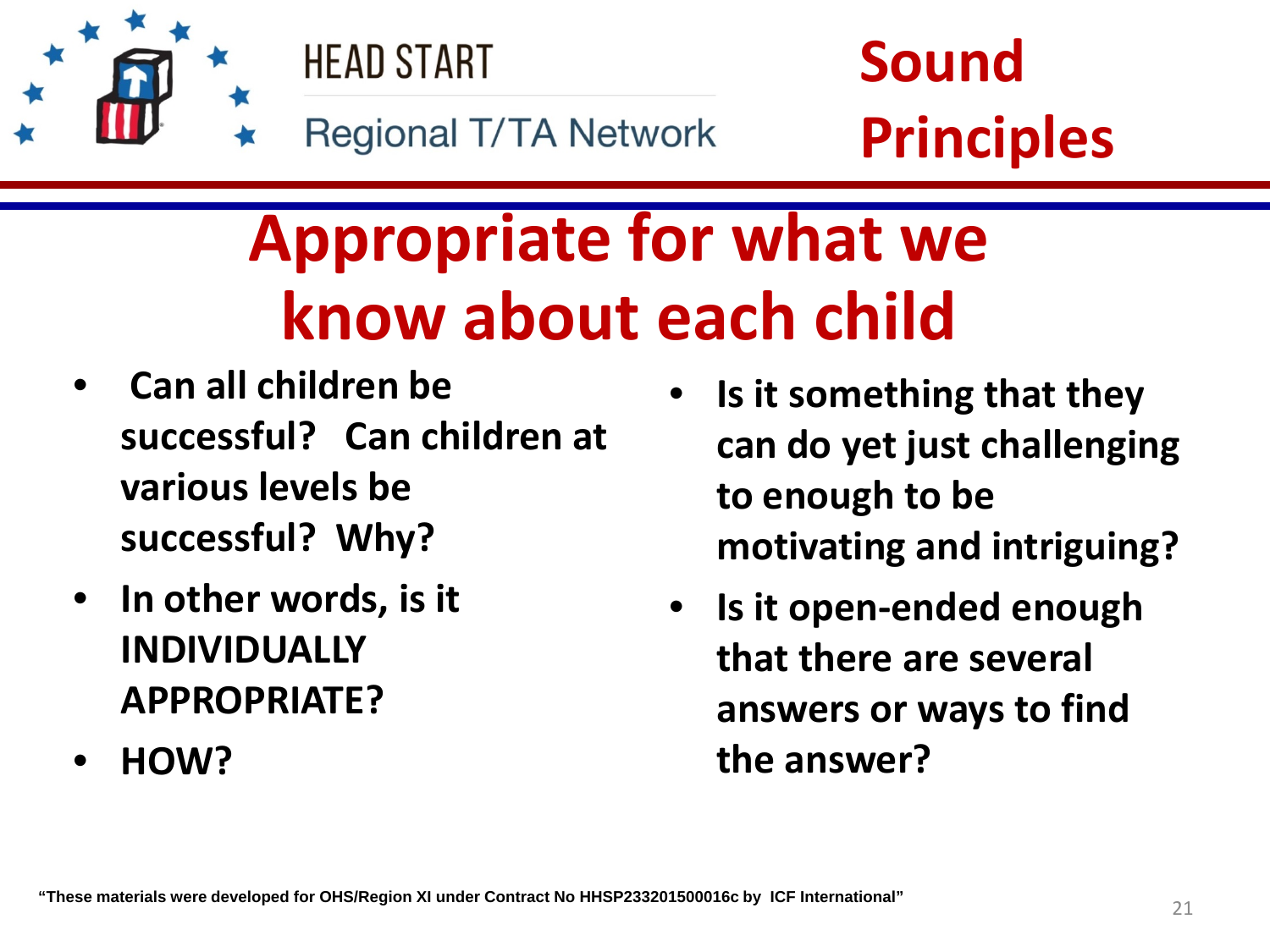# Sound Principles

## Appropriate for what we know about each child

- Can all children be successful? Can children at various levels be successful? Why?
- In other words, is it INDIVIDUALLY APPROPRIATE?
- HOW?

- Is it something that they can do yet just challenging to enough to be motivating and intriguing?
- Is it open-ended enough that there are several answers or ways to find the answer?

"These materials were developed for OHS/Region XI under Contract No HHSP233201500016c by ICF International"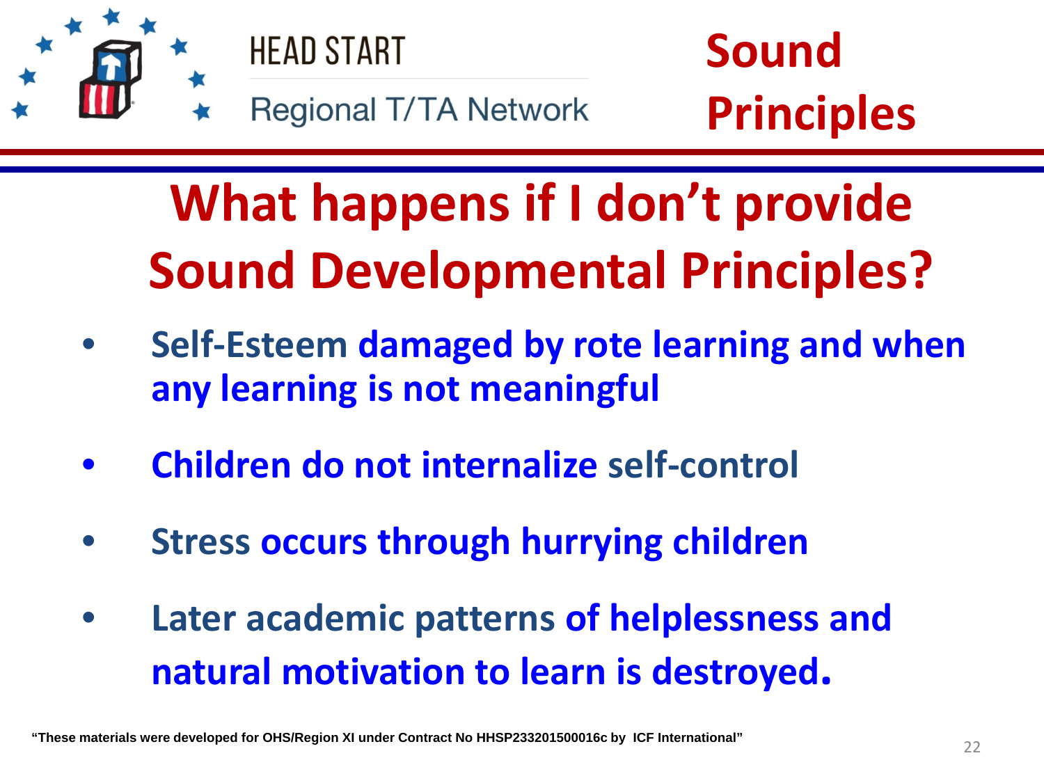# What happens if I don't provide Sound Developmental Principles?

- **Self-Esteem damaged by rote learning and when any learning is not meaningful**
- **Children do not internalize self-control**
- **Stress occurs through hurrying children**
- **Later academic patterns of helplessness and natural motivation to learn is destroyed.**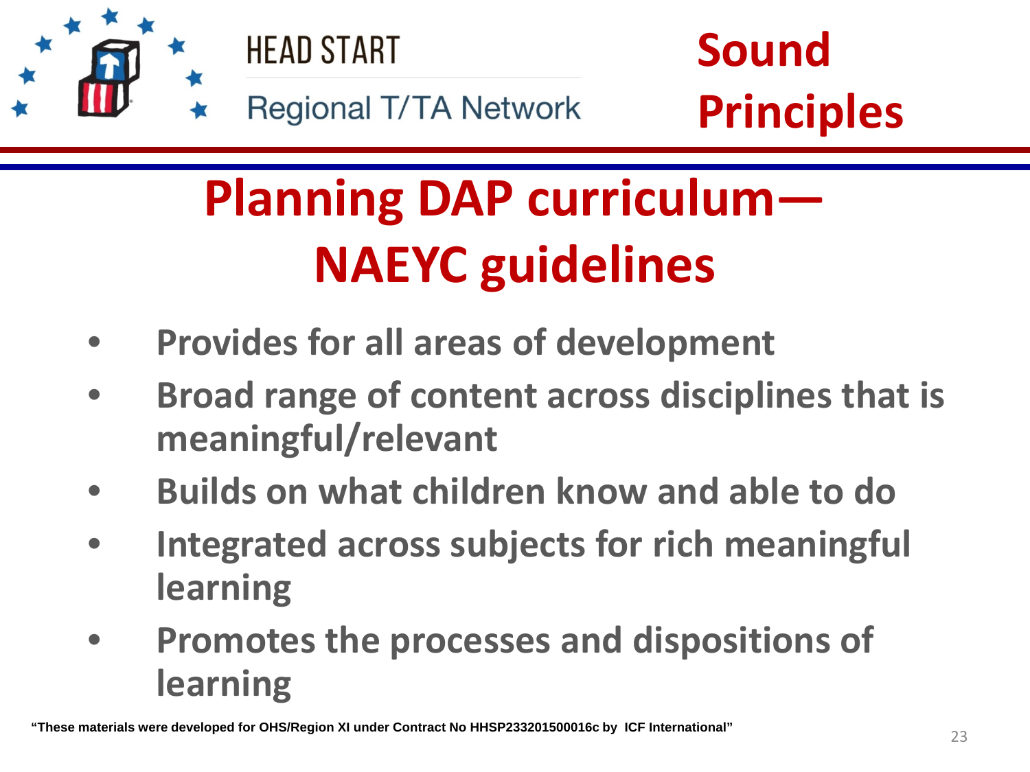# Planning DAP curriculum—NAEYC guidelines

- Provides for all areas of development
- Broad range of content across disciplines that is meaningful/relevant
- Builds on what children know and able to do
- Integrated across subjects for rich meaningful learning
- Promotes the processes and dispositions of learning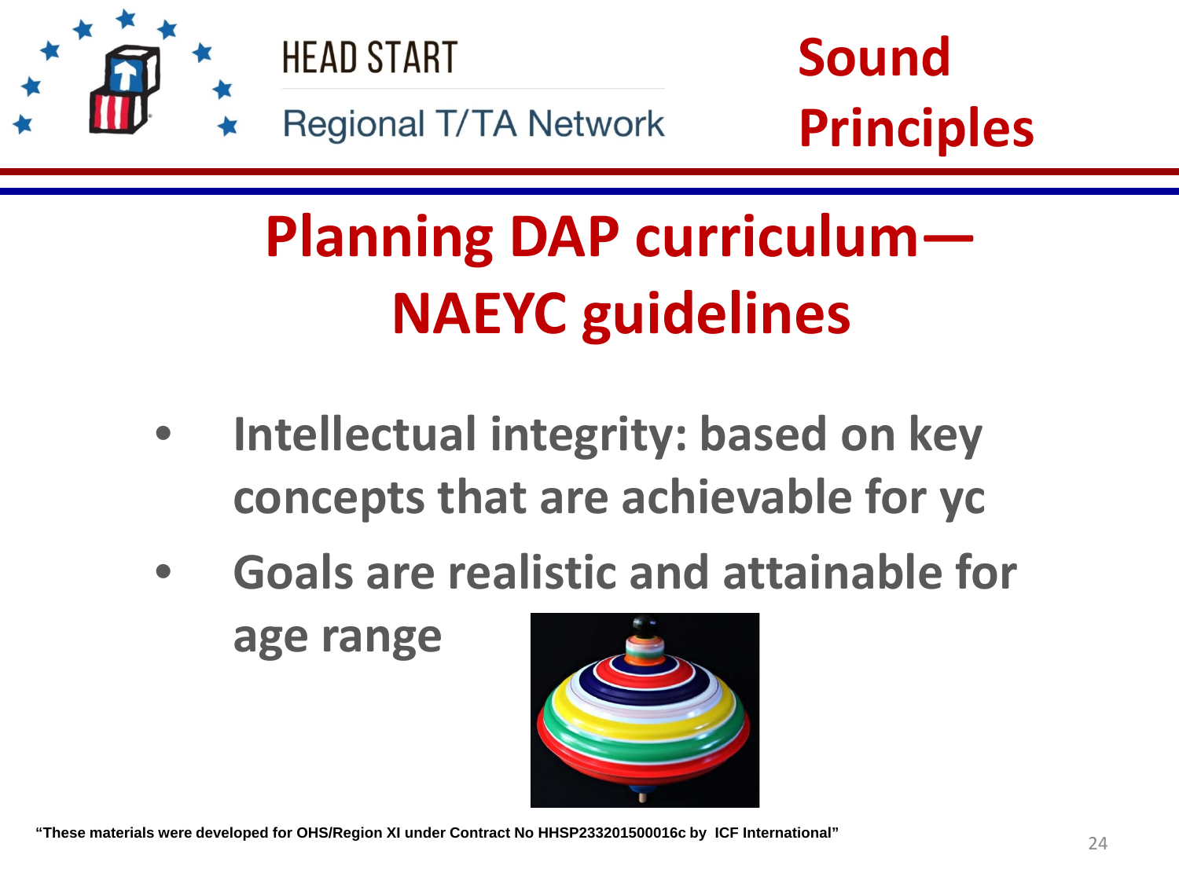# Sound Principles

## Planning DAP curriculum—NAEYC guidelines

- **Intellectual integrity: based on key concepts that are achievable for yc**
- **Goals are realistic and attainable for age range**

**"These materials were developed for OHS/Region XI under Contract No HHSP233201500016c by ICF International"**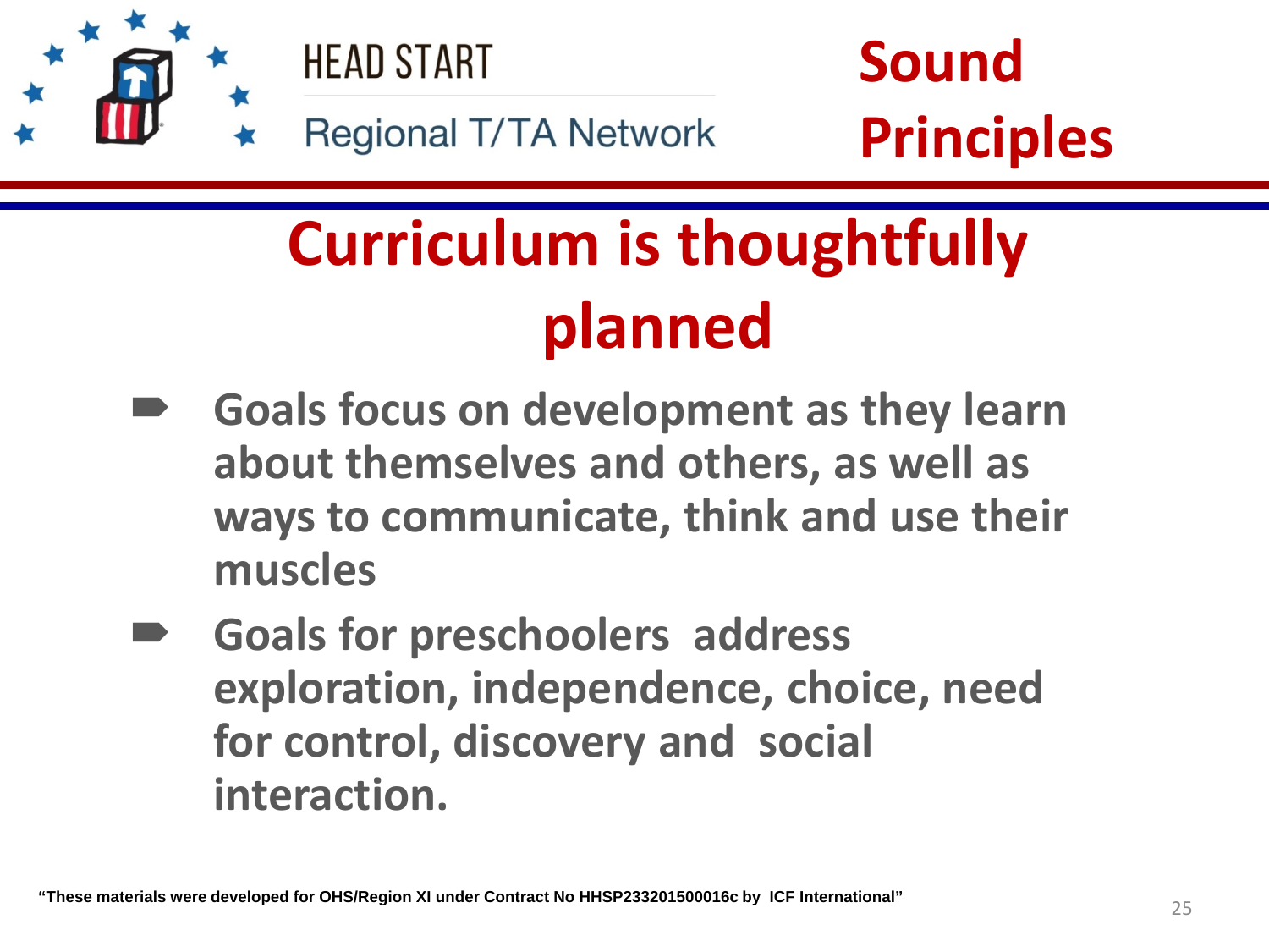HEAD START

Regional T/TA Network

# Sound Principles

## Curriculum is thoughtfully planned

- **Goals focus on development as they learn about themselves and others, as well as ways to communicate, think and use their muscles**
- **Goals for preschoolers address exploration, independence, choice, need for control, discovery and social interaction.**

**"These materials were developed for OHS/Region XI under Contract No HHSP233201500016c by ICF International"**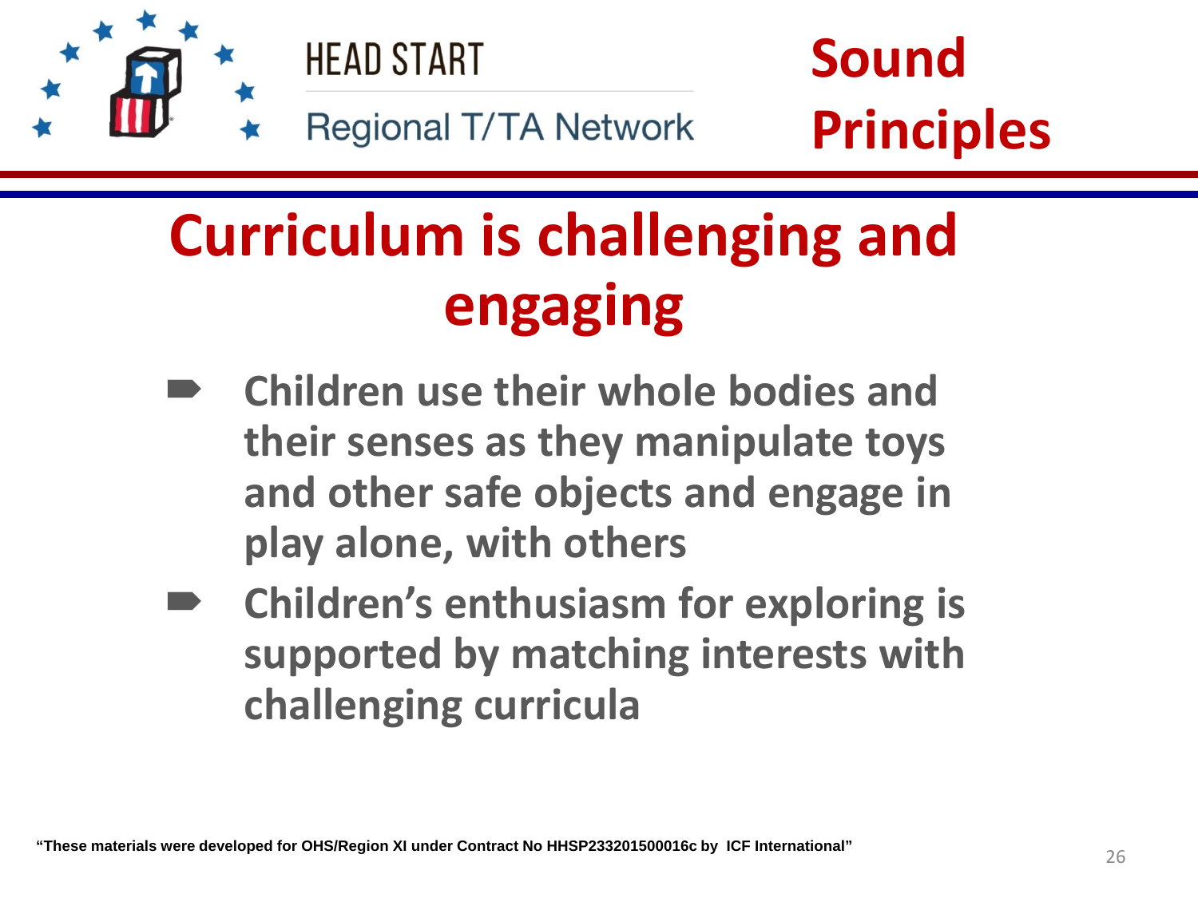HEAD START

Regional T/TA Network

# Sound Principles

## Curriculum is challenging and engaging

- Children use their whole bodies and their senses as they manipulate toys and other safe objects and engage in play alone, with others
- Children's enthusiasm for exploring is supported by matching interests with challenging curricula

**"These materials were developed for OHS/Region XI under Contract No HHSP233201500016c by ICF International"**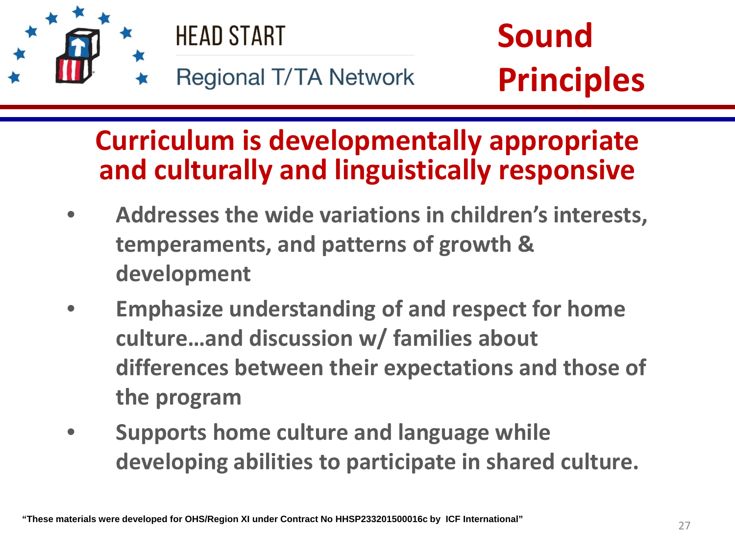# Sound Principles

## Curriculum is developmentally appropriate and culturally and linguistically responsive

- **Addresses the wide variations in children's interests, temperaments, and patterns of growth & development**
- **Emphasize understanding of and respect for home culture…and discussion w/ families about differences between their expectations and those of the program**
- **Supports home culture and language while developing abilities to participate in shared culture.**

**"These materials were developed for OHS/Region XI under Contract No HHSP233201500016c by ICF International"**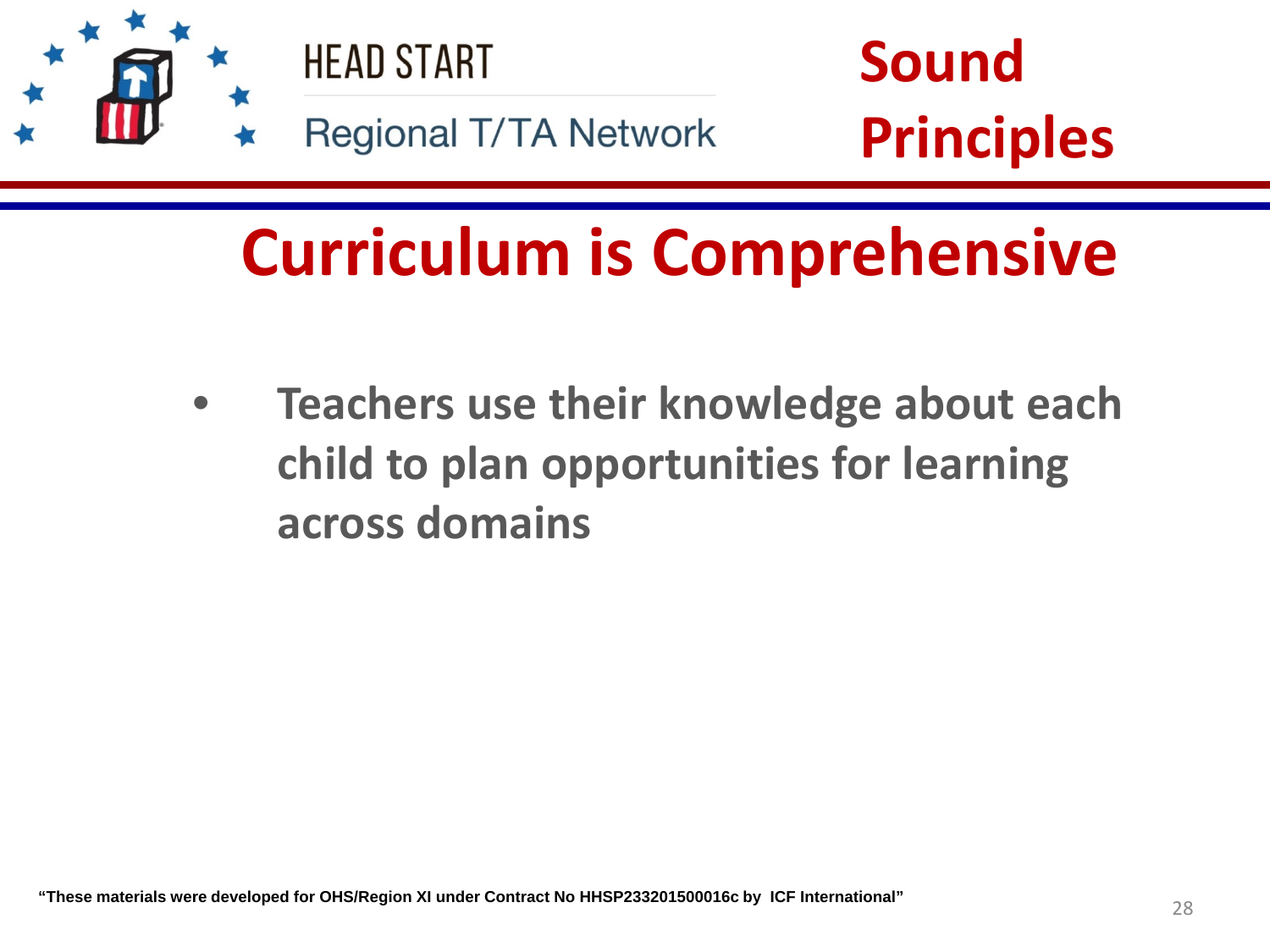HEAD START

Regional T/TA Network

**Sound Principles**

# Curriculum is Comprehensive

- **Teachers use their knowledge about each child to plan opportunities for learning across domains**

**"These materials were developed for OHS/Region XI under Contract No HHSP233201500016c by ICF International"**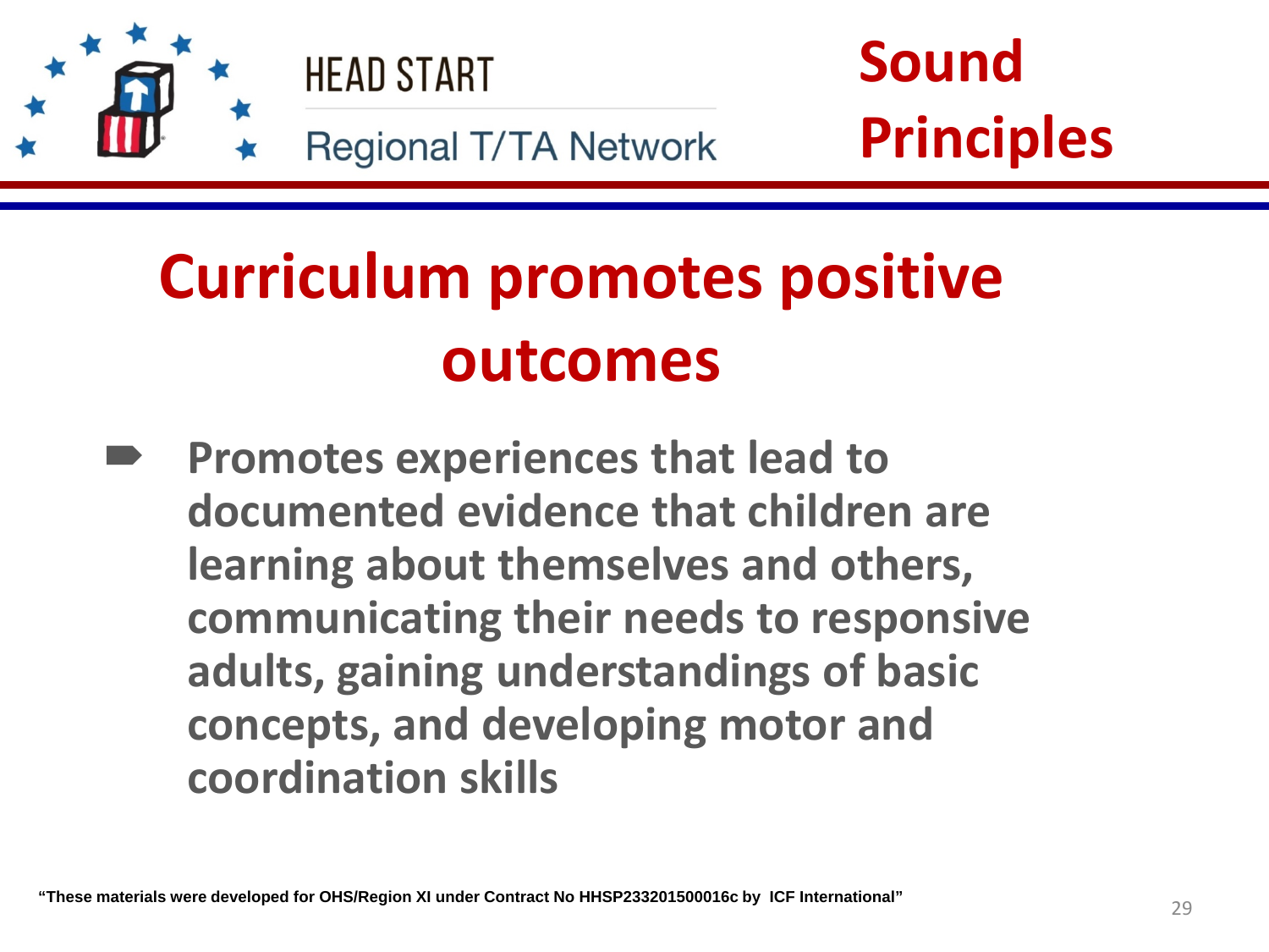HEAD START

Regional T/TA Network

**Sound Principles**

# Curriculum promotes positive outcomes

- **Promotes experiences that lead to documented evidence that children are learning about themselves and others, communicating their needs to responsive adults, gaining understandings of basic concepts, and developing motor and coordination skills**

**"These materials were developed for OHS/Region XI under Contract No HHSP233201500016c by ICF International"**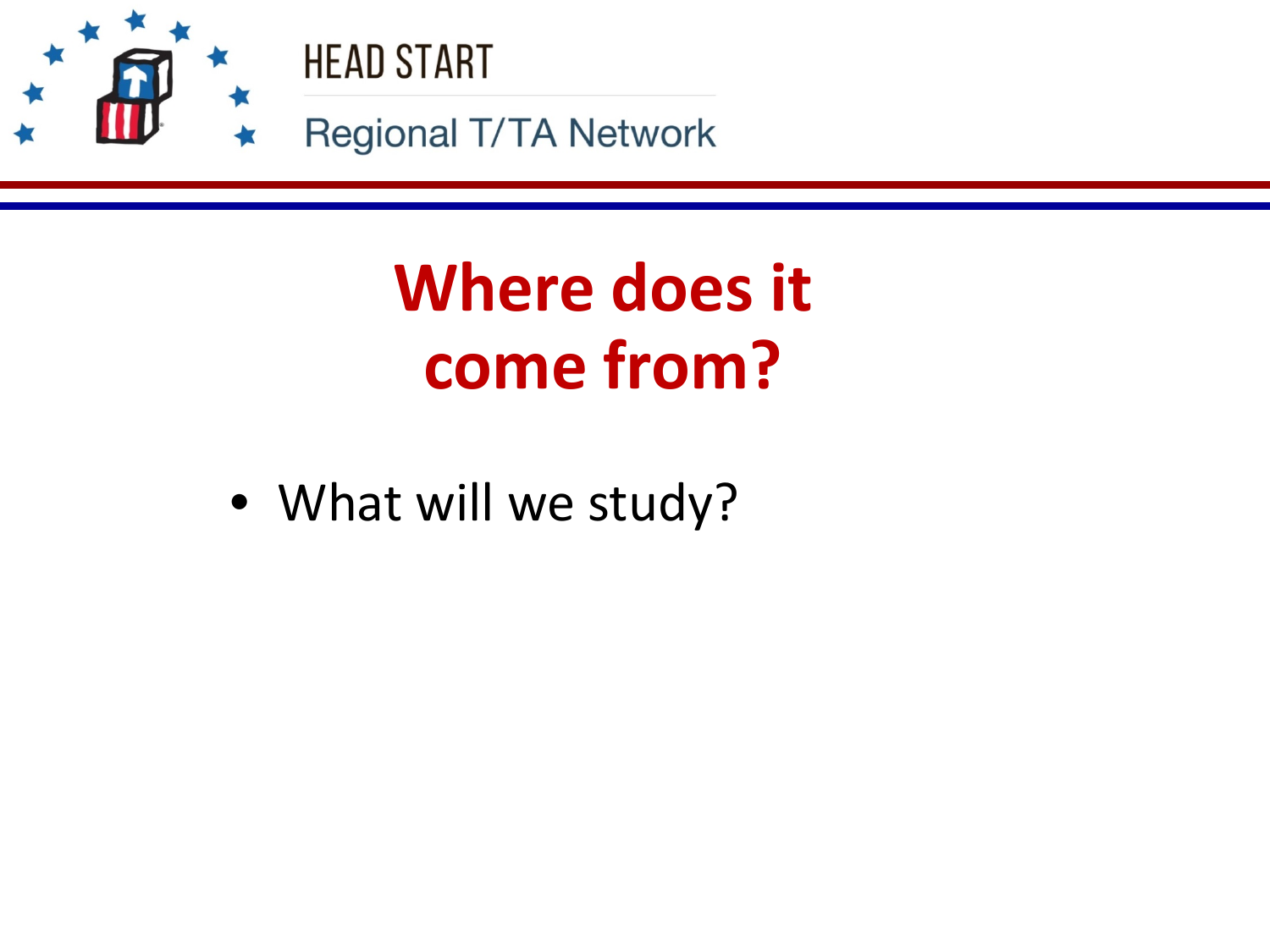# Where does it come from?

- What will we study?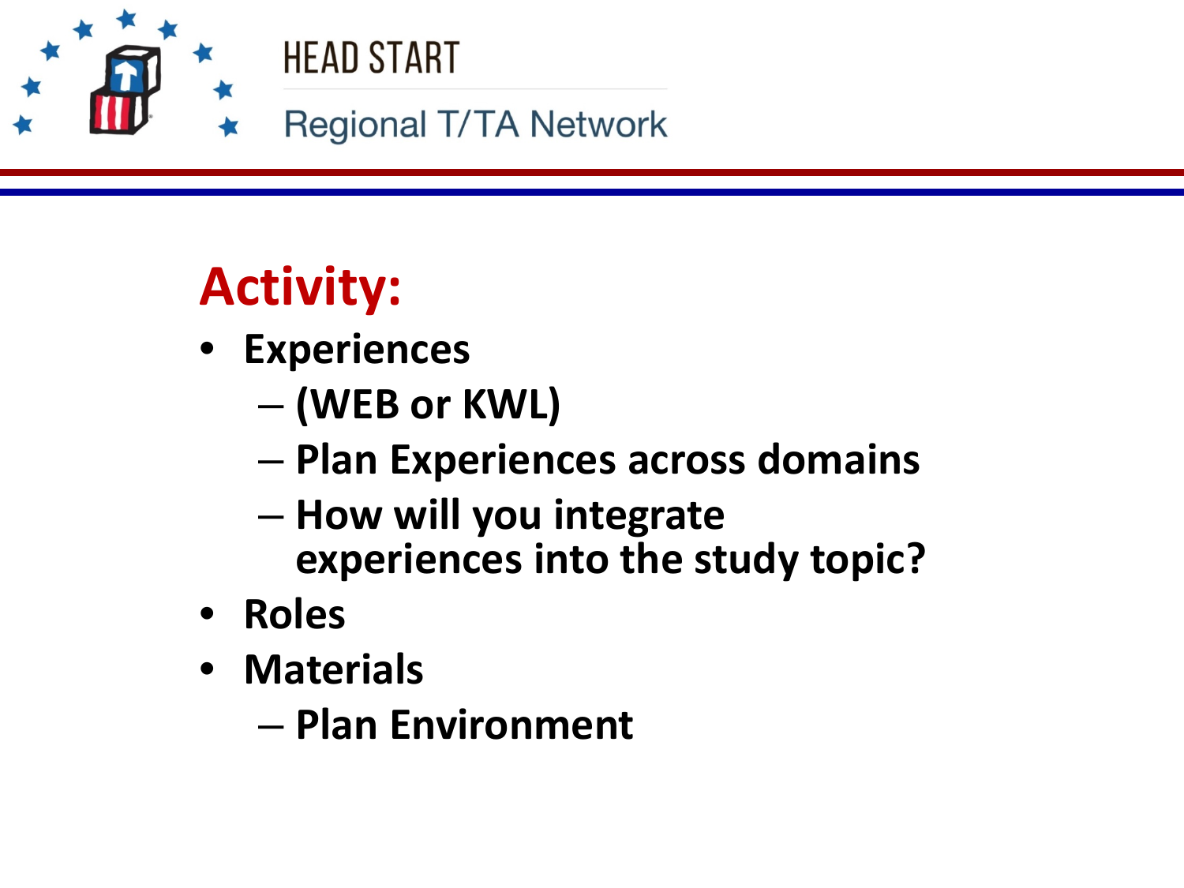# Activity:

- **Experiences**
  - **(WEB or KWL)**
  - **Plan Experiences across domains**
  - **How will you integrate experiences into the study topic?**
- **Roles**
- **Materials**
  - **Plan Environment**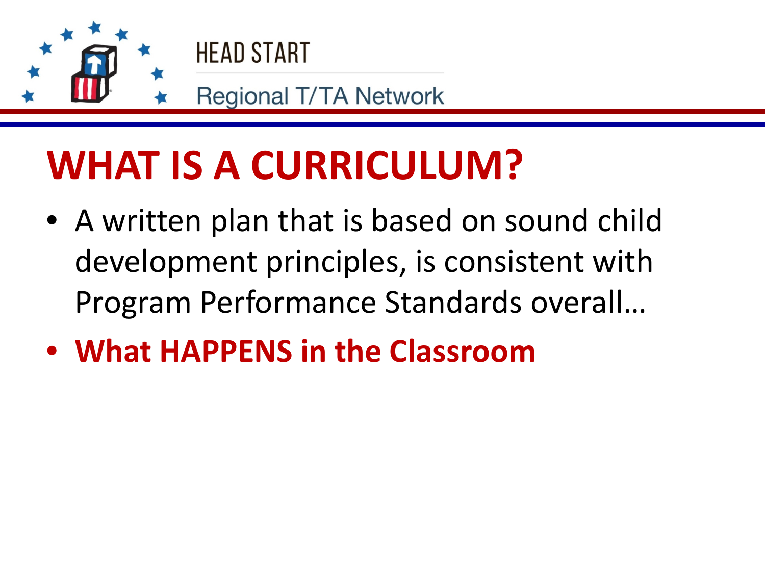# WHAT IS A CURRICULUM?

- A written plan that is based on sound child development principles, is consistent with Program Performance Standards overall…
- **What HAPPENS in the Classroom**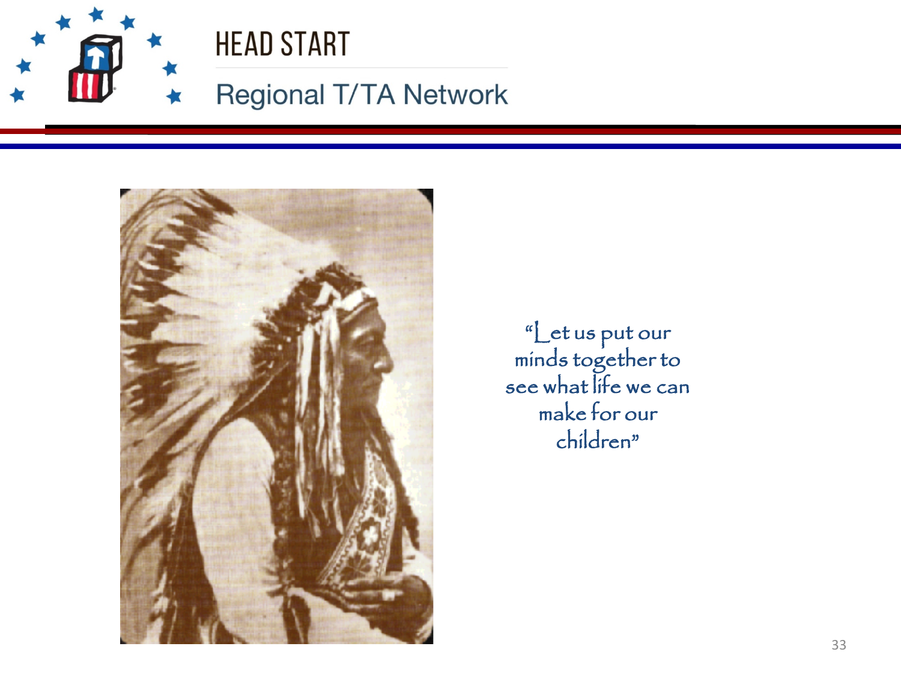"Let us put our minds together to see what life we can make for our children"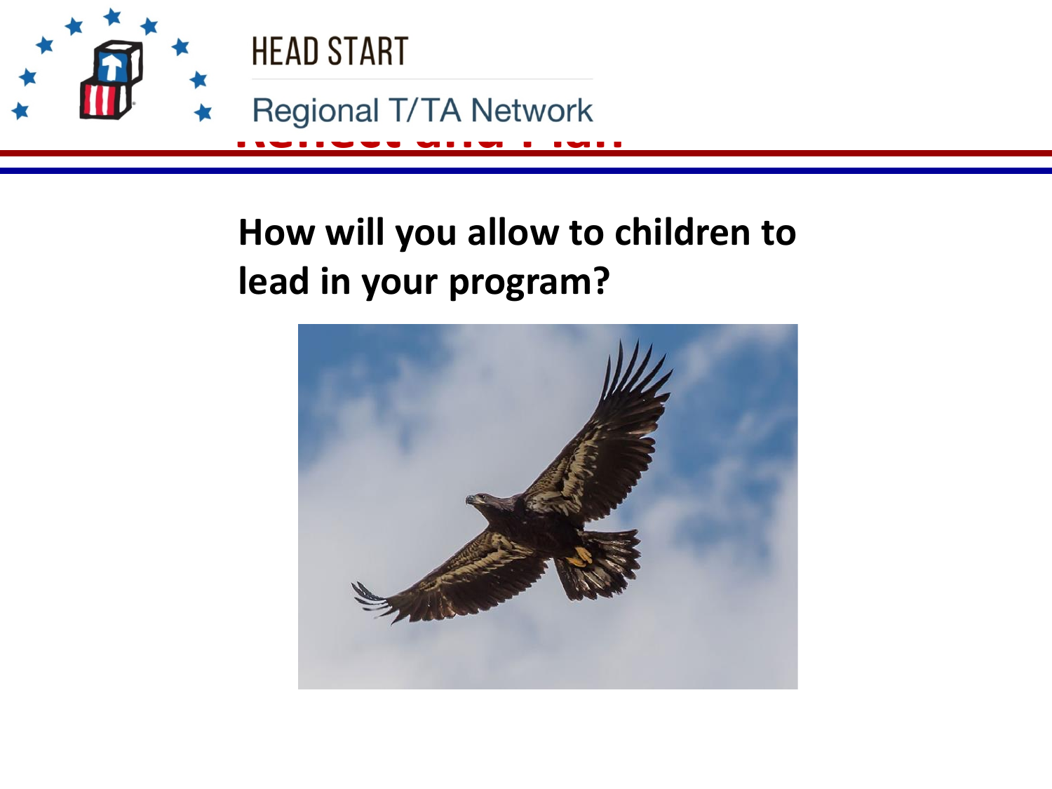## Reflect and Plan

**How will you allow to children to lead in your program?**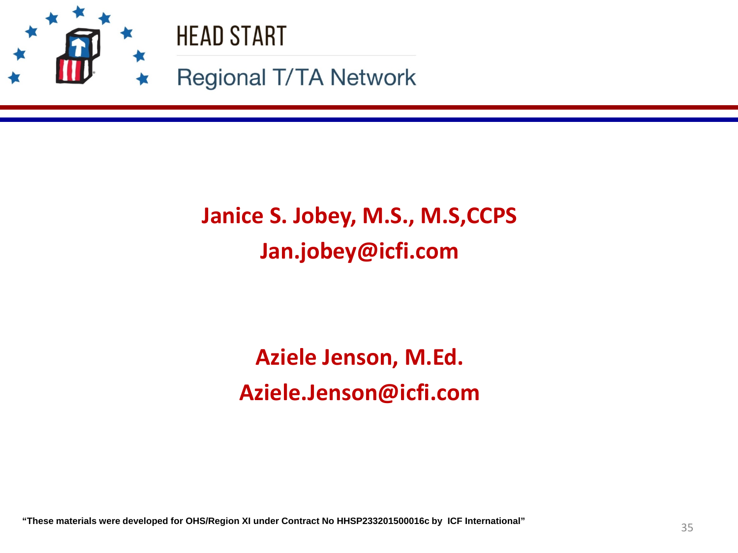HEAD START

Regional T/TA Network

**Janice S. Jobey, M.S., M.S,CCPS**

**Jan.jobey@icfi.com**

**Aziele Jenson, M.Ed.**

**Aziele.Jenson@icfi.com**

**"These materials were developed for OHS/Region XI under Contract No HHSP233201500016c by ICF International"**